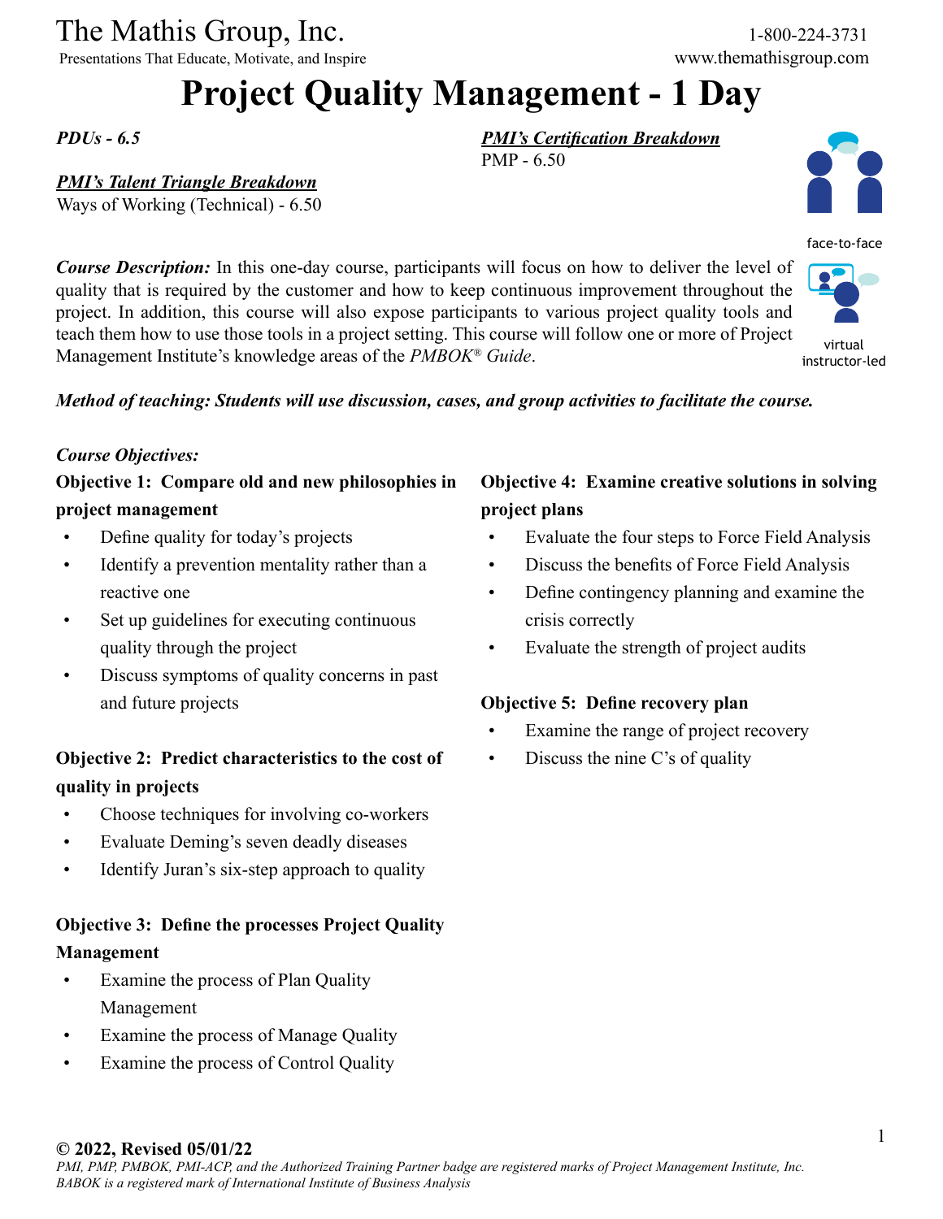The Mathis Group, Inc.

Presentations That Educate, Motivate, and Inspire

1-800-224-3731

www.themathisgroup.com

# Project Quality Management - 1 Day

***PDUs - 6.5***

***PMI's Certification Breakdown***

PMP - 6.50

***PMI's Talent Triangle Breakdown***

Ways of Working (Technical) - 6.50

face-to-face

virtual instructor-led

***Course Description:*** In this one-day course, participants will focus on how to deliver the level of quality that is required by the customer and how to keep continuous improvement throughout the project. In addition, this course will also expose participants to various project quality tools and teach them how to use those tools in a project setting. This course will follow one or more of Project Management Institute's knowledge areas of the *PMBOK® Guide*.

***Method of teaching: Students will use discussion, cases, and group activities to facilitate the course.***

*Course Objectives:*

**Objective 1: Compare old and new philosophies in project management**

- Define quality for today's projects
- Identify a prevention mentality rather than a reactive one
- Set up guidelines for executing continuous quality through the project
- Discuss symptoms of quality concerns in past and future projects

**Objective 2: Predict characteristics to the cost of quality in projects**

- Choose techniques for involving co-workers
- Evaluate Deming's seven deadly diseases
- Identify Juran's six-step approach to quality

**Objective 3: Define the processes Project Quality Management**

- Examine the process of Plan Quality Management
- Examine the process of Manage Quality
- Examine the process of Control Quality

**Objective 4: Examine creative solutions in solving project plans**

- Evaluate the four steps to Force Field Analysis
- Discuss the benefits of Force Field Analysis
- Define contingency planning and examine the crisis correctly
- Evaluate the strength of project audits

**Objective 5: Define recovery plan**

- Examine the range of project recovery
- Discuss the nine C's of quality

**© 2022, Revised 05/01/22**

*PMI, PMP, PMBOK, PMI-ACP, and the Authorized Training Partner badge are registered marks of Project Management Institute, Inc. BABOK is a registered mark of International Institute of Business Analysis*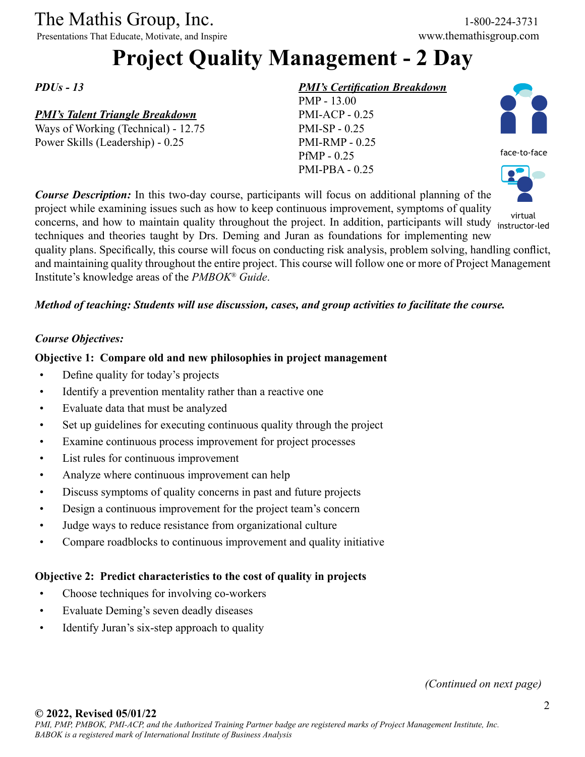# Project Quality Management - 2 Day

*PDUs - 13*

***PMI's Talent Triangle Breakdown***
Ways of Working (Technical) - 12.75
Power Skills (Leadership) - 0.25

***PMI's Certification Breakdown***
PMP - 13.00
PMI-ACP - 0.25
PMI-SP - 0.25
PMI-RMP - 0.25
PfMP - 0.25
PMI-PBA - 0.25

face-to-face

virtual instructor-led

***Course Description:*** In this two-day course, participants will focus on additional planning of the project while examining issues such as how to keep continuous improvement, symptoms of quality concerns, and how to maintain quality throughout the project. In addition, participants will study techniques and theories taught by Drs. Deming and Juran as foundations for implementing new quality plans. Specifically, this course will focus on conducting risk analysis, problem solving, handling conflict, and maintaining quality throughout the entire project. This course will follow one or more of Project Management Institute's knowledge areas of the *PMBOK® Guide*.

***Method of teaching: Students will use discussion, cases, and group activities to facilitate the course.***

***Course Objectives:***

**Objective 1: Compare old and new philosophies in project management**

- Define quality for today's projects
- Identify a prevention mentality rather than a reactive one
- Evaluate data that must be analyzed
- Set up guidelines for executing continuous quality through the project
- Examine continuous process improvement for project processes
- List rules for continuous improvement
- Analyze where continuous improvement can help
- Discuss symptoms of quality concerns in past and future projects
- Design a continuous improvement for the project team's concern
- Judge ways to reduce resistance from organizational culture
- Compare roadblocks to continuous improvement and quality initiative

**Objective 2: Predict characteristics to the cost of quality in projects**

- Choose techniques for involving co-workers
- Evaluate Deming's seven deadly diseases
- Identify Juran's six-step approach to quality

*(Continued on next page)*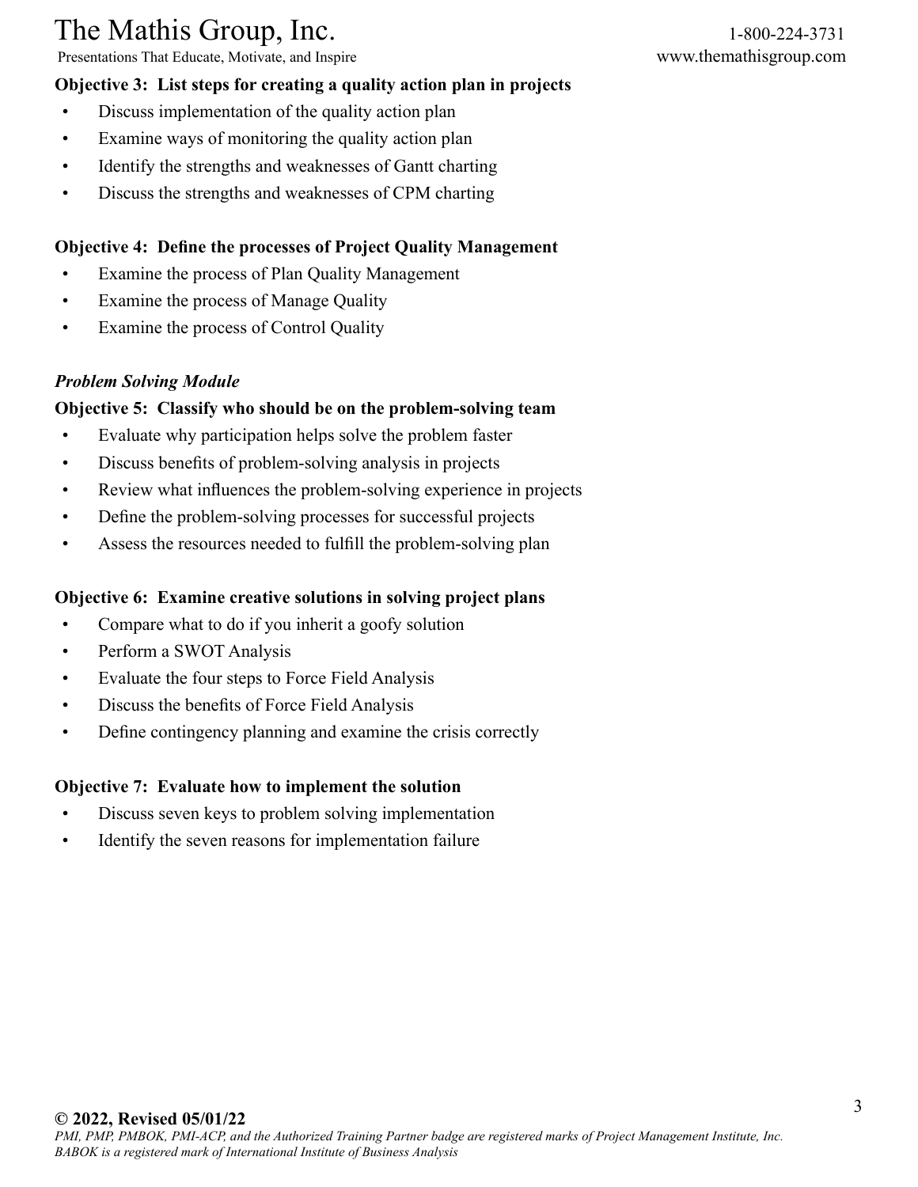**Objective 3: List steps for creating a quality action plan in projects**

- Discuss implementation of the quality action plan
- Examine ways of monitoring the quality action plan
- Identify the strengths and weaknesses of Gantt charting
- Discuss the strengths and weaknesses of CPM charting

**Objective 4: Define the processes of Project Quality Management**

- Examine the process of Plan Quality Management
- Examine the process of Manage Quality
- Examine the process of Control Quality

***Problem Solving Module***

**Objective 5: Classify who should be on the problem-solving team**

- Evaluate why participation helps solve the problem faster
- Discuss benefits of problem-solving analysis in projects
- Review what influences the problem-solving experience in projects
- Define the problem-solving processes for successful projects
- Assess the resources needed to fulfill the problem-solving plan

**Objective 6: Examine creative solutions in solving project plans**

- Compare what to do if you inherit a goofy solution
- Perform a SWOT Analysis
- Evaluate the four steps to Force Field Analysis
- Discuss the benefits of Force Field Analysis
- Define contingency planning and examine the crisis correctly

**Objective 7: Evaluate how to implement the solution**

- Discuss seven keys to problem solving implementation
- Identify the seven reasons for implementation failure